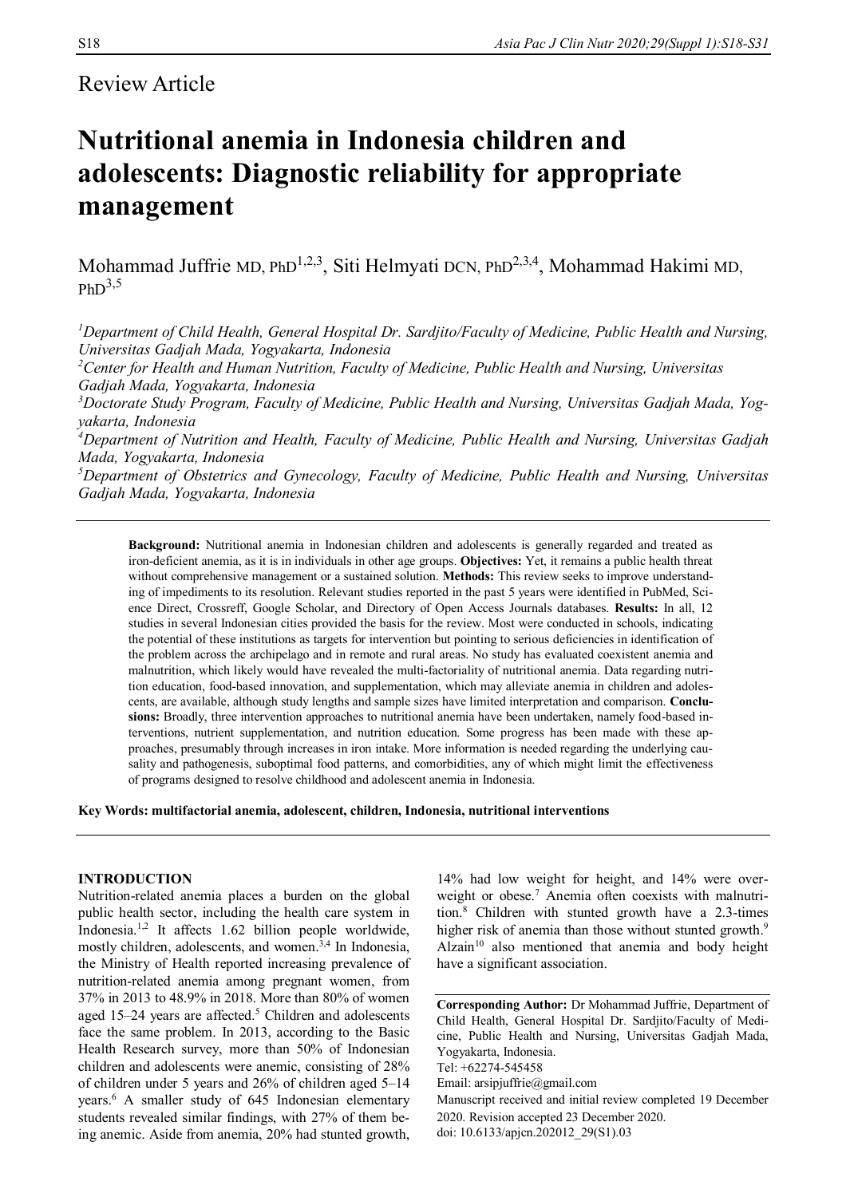Review Article

# Nutritional anemia in Indonesia children and adolescents: Diagnostic reliability for appropriate management

Mohammad Juffrie MD, PhD[1,2,3], Siti Helmyati DCN, PhD[2,3,4], Mohammad Hakimi MD, PhD[3,5]

*[1]Department of Child Health, General Hospital Dr. Sardjito/Faculty of Medicine, Public Health and Nursing, Universitas Gadjah Mada, Yogyakarta, Indonesia*
*[2]Center for Health and Human Nutrition, Faculty of Medicine, Public Health and Nursing, Universitas Gadjah Mada, Yogyakarta, Indonesia*
*[3]Doctorate Study Program, Faculty of Medicine, Public Health and Nursing, Universitas Gadjah Mada, Yogyakarta, Indonesia*
*[4]Department of Nutrition and Health, Faculty of Medicine, Public Health and Nursing, Universitas Gadjah Mada, Yogyakarta, Indonesia*
*[5]Department of Obstetrics and Gynecology, Faculty of Medicine, Public Health and Nursing, Universitas Gadjah Mada, Yogyakarta, Indonesia*

---

**Background:** Nutritional anemia in Indonesian children and adolescents is generally regarded and treated as iron-deficient anemia, as it is in individuals in other age groups. **Objectives:** Yet, it remains a public health threat without comprehensive management or a sustained solution. **Methods:** This review seeks to improve understanding of impediments to its resolution. Relevant studies reported in the past 5 years were identified in PubMed, Science Direct, Crossreff, Google Scholar, and Directory of Open Access Journals databases. **Results:** In all, 12 studies in several Indonesian cities provided the basis for the review. Most were conducted in schools, indicating the potential of these institutions as targets for intervention but pointing to serious deficiencies in identification of the problem across the archipelago and in remote and rural areas. No study has evaluated coexistent anemia and malnutrition, which likely would have revealed the multi-factoriality of nutritional anemia. Data regarding nutrition education, food-based innovation, and supplementation, which may alleviate anemia in children and adolescents, are available, although study lengths and sample sizes have limited interpretation and comparison. **Conclusions:** Broadly, three intervention approaches to nutritional anemia have been undertaken, namely food-based interventions, nutrient supplementation, and nutrition education. Some progress has been made with these approaches, presumably through increases in iron intake. More information is needed regarding the underlying causality and pathogenesis, suboptimal food patterns, and comorbidities, any of which might limit the effectiveness of programs designed to resolve childhood and adolescent anemia in Indonesia.

**Key Words: multifactorial anemia, adolescent, children, Indonesia, nutritional interventions**

---

## INTRODUCTION

Nutrition-related anemia places a burden on the global public health sector, including the health care system in Indonesia.[1,2] It affects 1.62 billion people worldwide, mostly children, adolescents, and women.[3,4] In Indonesia, the Ministry of Health reported increasing prevalence of nutrition-related anemia among pregnant women, from 37% in 2013 to 48.9% in 2018. More than 80% of women aged 15–24 years are affected.[5] Children and adolescents face the same problem. In 2013, according to the Basic Health Research survey, more than 50% of Indonesian children and adolescents were anemic, consisting of 28% of children under 5 years and 26% of children aged 5–14 years.[6] A smaller study of 645 Indonesian elementary students revealed similar findings, with 27% of them being anemic. Aside from anemia, 20% had stunted growth, 14% had low weight for height, and 14% were overweight or obese.[7] Anemia often coexists with malnutrition.[8] Children with stunted growth have a 2.3-times higher risk of anemia than those without stunted growth.[9] Alzain[10] also mentioned that anemia and body height have a significant association.

**Corresponding Author:** Dr Mohammad Juffrie, Department of Child Health, General Hospital Dr. Sardjito/Faculty of Medicine, Public Health and Nursing, Universitas Gadjah Mada, Yogyakarta, Indonesia.
Tel: +62274-545458
Email: arsipjuffrie@gmail.com
Manuscript received and initial review completed 19 December 2020. Revision accepted 23 December 2020.
doi: 10.6133/apjcn.202012_29(S1).03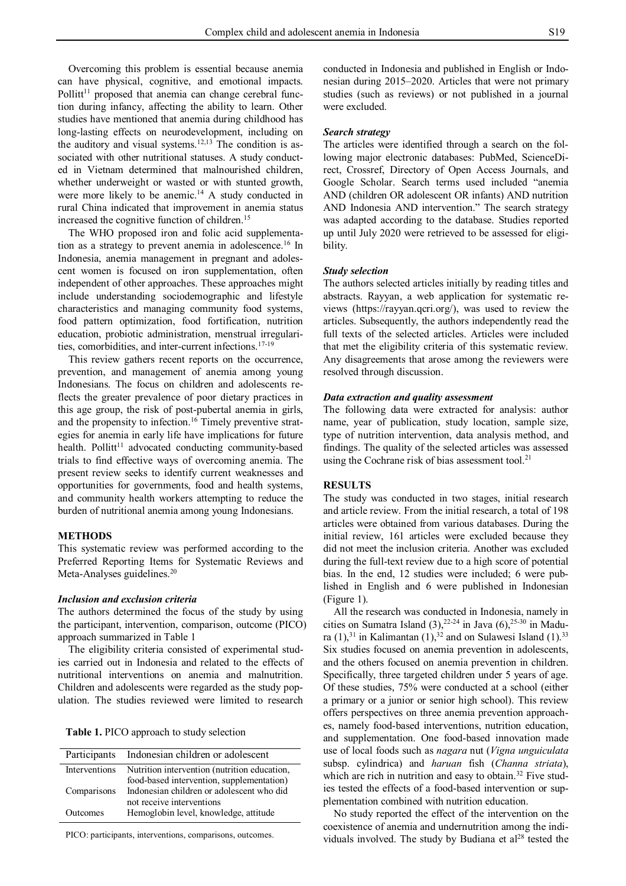Overcoming this problem is essential because anemia can have physical, cognitive, and emotional impacts. Pollitt[11] proposed that anemia can change cerebral function during infancy, affecting the ability to learn. Other studies have mentioned that anemia during childhood has long-lasting effects on neurodevelopment, including on the auditory and visual systems.[12,13] The condition is associated with other nutritional statuses. A study conducted in Vietnam determined that malnourished children, whether underweight or wasted or with stunted growth, were more likely to be anemic.[14] A study conducted in rural China indicated that improvement in anemia status increased the cognitive function of children.[15]

The WHO proposed iron and folic acid supplementation as a strategy to prevent anemia in adolescence.[16] In Indonesia, anemia management in pregnant and adolescent women is focused on iron supplementation, often independent of other approaches. These approaches might include understanding sociodemographic and lifestyle characteristics and managing community food systems, food pattern optimization, food fortification, nutrition education, probiotic administration, menstrual irregularities, comorbidities, and inter-current infections.[17-19]

This review gathers recent reports on the occurrence, prevention, and management of anemia among young Indonesians. The focus on children and adolescents reflects the greater prevalence of poor dietary practices in this age group, the risk of post-pubertal anemia in girls, and the propensity to infection.[16] Timely preventive strategies for anemia in early life have implications for future health. Pollitt[11] advocated conducting community-based trials to find effective ways of overcoming anemia. The present review seeks to identify current weaknesses and opportunities for governments, food and health systems, and community health workers attempting to reduce the burden of nutritional anemia among young Indonesians.

## METHODS

This systematic review was performed according to the Preferred Reporting Items for Systematic Reviews and Meta-Analyses guidelines.[20]

### *Inclusion and exclusion criteria*

The authors determined the focus of the study by using the participant, intervention, comparison, outcome (PICO) approach summarized in Table 1

The eligibility criteria consisted of experimental studies carried out in Indonesia and related to the effects of nutritional interventions on anemia and malnutrition. Children and adolescents were regarded as the study population. The studies reviewed were limited to research

**Table 1.** PICO approach to study selection

| Participants | Indonesian children or adolescent |
|---|---|
| Interventions | Nutrition intervention (nutrition education, food-based intervention, supplementation) |
| Comparisons | Indonesian children or adolescent who did not receive interventions |
| Outcomes | Hemoglobin level, knowledge, attitude |

PICO: participants, interventions, comparisons, outcomes.

conducted in Indonesia and published in English or Indonesian during 2015–2020. Articles that were not primary studies (such as reviews) or not published in a journal were excluded.

### *Search strategy*

The articles were identified through a search on the following major electronic databases: PubMed, ScienceDirect, Crossref, Directory of Open Access Journals, and Google Scholar. Search terms used included "anemia AND (children OR adolescent OR infants) AND nutrition AND Indonesia AND intervention." The search strategy was adapted according to the database. Studies reported up until July 2020 were retrieved to be assessed for eligibility.

### *Study selection*

The authors selected articles initially by reading titles and abstracts. Rayyan, a web application for systematic reviews (https://rayyan.qcri.org/), was used to review the articles. Subsequently, the authors independently read the full texts of the selected articles. Articles were included that met the eligibility criteria of this systematic review. Any disagreements that arose among the reviewers were resolved through discussion.

### *Data extraction and quality assessment*

The following data were extracted for analysis: author name, year of publication, study location, sample size, type of nutrition intervention, data analysis method, and findings. The quality of the selected articles was assessed using the Cochrane risk of bias assessment tool.[21]

## RESULTS

The study was conducted in two stages, initial research and article review. From the initial research, a total of 198 articles were obtained from various databases. During the initial review, 161 articles were excluded because they did not meet the inclusion criteria. Another was excluded during the full-text review due to a high score of potential bias. In the end, 12 studies were included; 6 were published in English and 6 were published in Indonesian (Figure 1).

All the research was conducted in Indonesia, namely in cities on Sumatra Island (3),[22-24] in Java (6),[25-30] in Madura (1),[31] in Kalimantan (1),[32] and on Sulawesi Island (1).[33] Six studies focused on anemia prevention in adolescents, and the others focused on anemia prevention in children. Specifically, three targeted children under 5 years of age. Of these studies, 75% were conducted at a school (either a primary or a junior or senior high school). This review offers perspectives on three anemia prevention approaches, namely food-based interventions, nutrition education, and supplementation. One food-based innovation made use of local foods such as *nagara* nut (*Vigna unguiculata* subsp. cylindrica) and *haruan* fish (*Channa striata*), which are rich in nutrition and easy to obtain.[32] Five studies tested the effects of a food-based intervention or supplementation combined with nutrition education.

No study reported the effect of the intervention on the coexistence of anemia and undernutrition among the individuals involved. The study by Budiana et al[28] tested the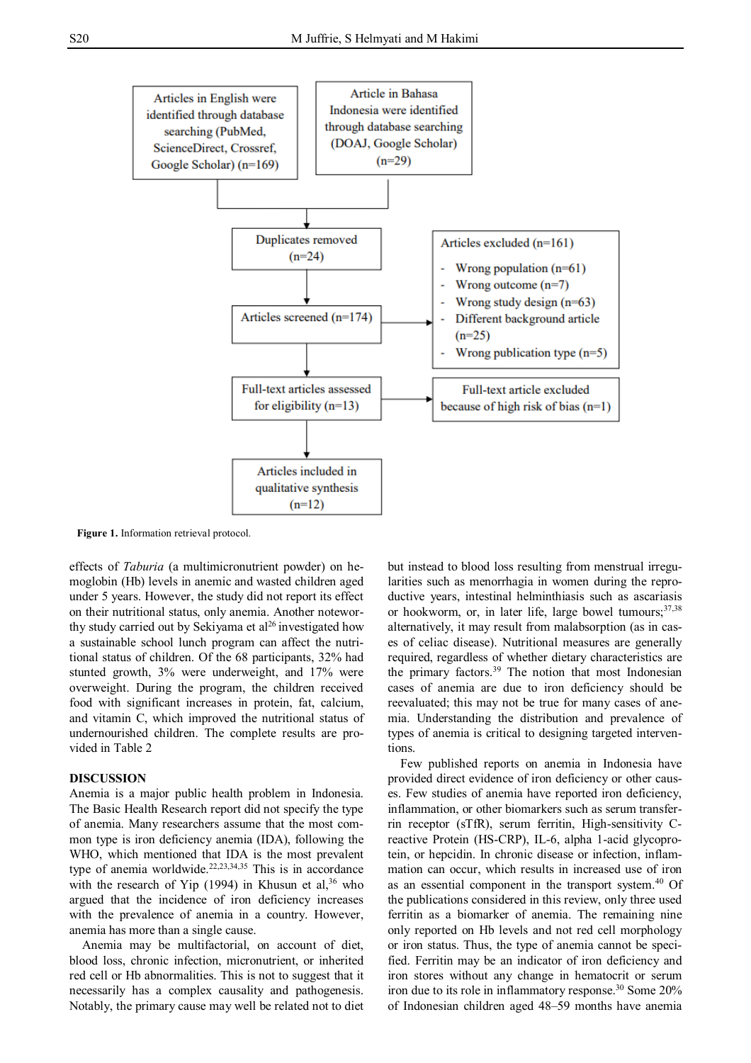Articles in English were identified through database searching (PubMed, ScienceDirect, Crossref, Google Scholar) (n=169)

Article in Bahasa Indonesia were identified through database searching (DOAJ, Google Scholar) (n=29)

Duplicates removed (n=24)

Articles screened (n=174)

Articles excluded (n=161)

- Wrong population (n=61)
- Wrong outcome (n=7)
- Wrong study design (n=63)
- Different background article (n=25)
- Wrong publication type (n=5)

Full-text articles assessed for eligibility (n=13)

Full-text article excluded because of high risk of bias (n=1)

Articles included in qualitative synthesis (n=12)

**Figure 1.** Information retrieval protocol.

effects of *Taburia* (a multimicronutrient powder) on hemoglobin (Hb) levels in anemic and wasted children aged under 5 years. However, the study did not report its effect on their nutritional status, only anemia. Another noteworthy study carried out by Sekiyama et al[26] investigated how a sustainable school lunch program can affect the nutritional status of children. Of the 68 participants, 32% had stunted growth, 3% were underweight, and 17% were overweight. During the program, the children received food with significant increases in protein, fat, calcium, and vitamin C, which improved the nutritional status of undernourished children. The complete results are provided in Table 2

## DISCUSSION

Anemia is a major public health problem in Indonesia. The Basic Health Research report did not specify the type of anemia. Many researchers assume that the most common type is iron deficiency anemia (IDA), following the WHO, which mentioned that IDA is the most prevalent type of anemia worldwide.[22,23,34,35] This is in accordance with the research of Yip (1994) in Khusun et al,[36] who argued that the incidence of iron deficiency increases with the prevalence of anemia in a country. However, anemia has more than a single cause.

Anemia may be multifactorial, on account of diet, blood loss, chronic infection, micronutrient, or inherited red cell or Hb abnormalities. This is not to suggest that it necessarily has a complex causality and pathogenesis. Notably, the primary cause may well be related not to diet but instead to blood loss resulting from menstrual irregularities such as menorrhagia in women during the reproductive years, intestinal helminthiasis such as ascariasis or hookworm, or, in later life, large bowel tumours;[37,38] alternatively, it may result from malabsorption (as in cases of celiac disease). Nutritional measures are generally required, regardless of whether dietary characteristics are the primary factors.[39] The notion that most Indonesian cases of anemia are due to iron deficiency should be reevaluated; this may not be true for many cases of anemia. Understanding the distribution and prevalence of types of anemia is critical to designing targeted interventions.

Few published reports on anemia in Indonesia have provided direct evidence of iron deficiency or other causes. Few studies of anemia have reported iron deficiency, inflammation, or other biomarkers such as serum transferrin receptor (sTfR), serum ferritin, High-sensitivity C-reactive Protein (HS-CRP), IL-6, alpha 1-acid glycoprotein, or hepcidin. In chronic disease or infection, inflammation can occur, which results in increased use of iron as an essential component in the transport system.[40] Of the publications considered in this review, only three used ferritin as a biomarker of anemia. The remaining nine only reported on Hb levels and not red cell morphology or iron status. Thus, the type of anemia cannot be specified. Ferritin may be an indicator of iron deficiency and iron stores without any change in hematocrit or serum iron due to its role in inflammatory response.[30] Some 20% of Indonesian children aged 48–59 months have anemia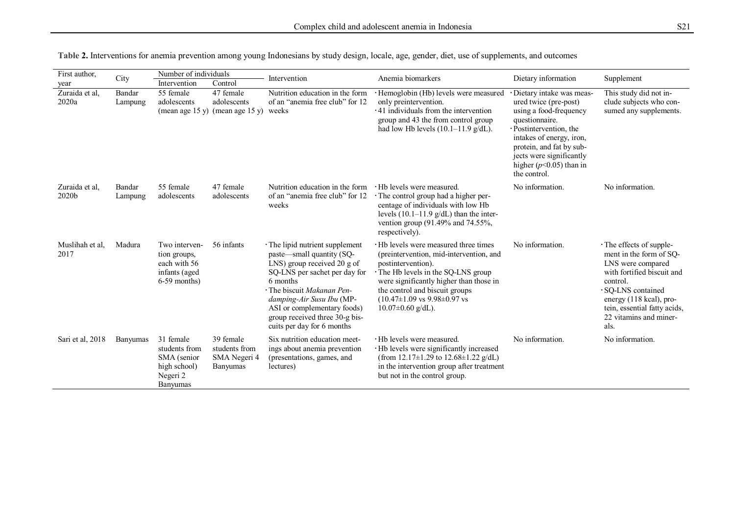**Table 2.** Interventions for anemia prevention among young Indonesians by study design, locale, age, gender, diet, use of supplements, and outcomes

| First author, year | City | Number of individuals | | Intervention | Anemia biomarkers | Dietary information | Supplement |
|---|---|---|---|---|---|---|---|
| | | Intervention | Control | | | | |
| Zuraida et al, 2020a | Bandar Lampung | 55 female adolescents (mean age 15 y) | 47 female adolescents (mean age 15 y) | Nutrition education in the form of an "anemia free club" for 12 weeks | · Hemoglobin (Hb) levels were measured only preintervention.<br>· 41 individuals from the intervention group and 43 the from control group had low Hb levels (10.1–11.9 g/dL). | · Dietary intake was measured twice (pre-post) using a food-frequency questionnaire.<br>· Postintervention, the intakes of energy, iron, protein, and fat by subjects were significantly higher ($p$<0.05) than in the control. | This study did not include subjects who consumed any supplements. |
| Zuraida et al, 2020b | Bandar Lampung | 55 female adolescents | 47 female adolescents | Nutrition education in the form of an "anemia free club" for 12 weeks | · Hb levels were measured.<br>· The control group had a higher percentage of individuals with low Hb levels (10.1–11.9 g/dL) than the intervention group (91.49% and 74.55%, respectively). | No information. | No information. |
| Muslihah et al, 2017 | Madura | Two intervention groups, each with 56 infants (aged 6-59 months) | 56 infants | · The lipid nutrient supplement paste—small quantity (SQ-LNS) group received 20 g of SQ-LNS per sachet per day for 6 months<br>· The biscuit *Makanan Pendamping-Air Susu Ibu* (MP-ASI or complementary foods) group received three 30-g biscuits per day for 6 months | · Hb levels were measured three times (preintervention, mid-intervention, and postintervention).<br>· The Hb levels in the SQ-LNS group were significantly higher than those in the control and biscuit groups (10.47±1.09 vs 9.98±0.97 vs 10.07±0.60 g/dL). | No information. | · The effects of supplement in the form of SQ-LNS were compared with fortified biscuit and control.<br>· SQ-LNS contained energy (118 kcal), protein, essential fatty acids, 22 vitamins and minerals. |
| Sari et al, 2018 | Banyumas | 31 female students from SMA (senior high school) Negeri 2 Banyumas | 39 female students from SMA Negeri 4 Banyumas | Six nutrition education meetings about anemia prevention (presentations, games, and lectures) | · Hb levels were measured.<br>· Hb levels were significantly increased (from 12.17±1.29 to 12.68±1.22 g/dL) in the intervention group after treatment but not in the control group. | No information. | No information. |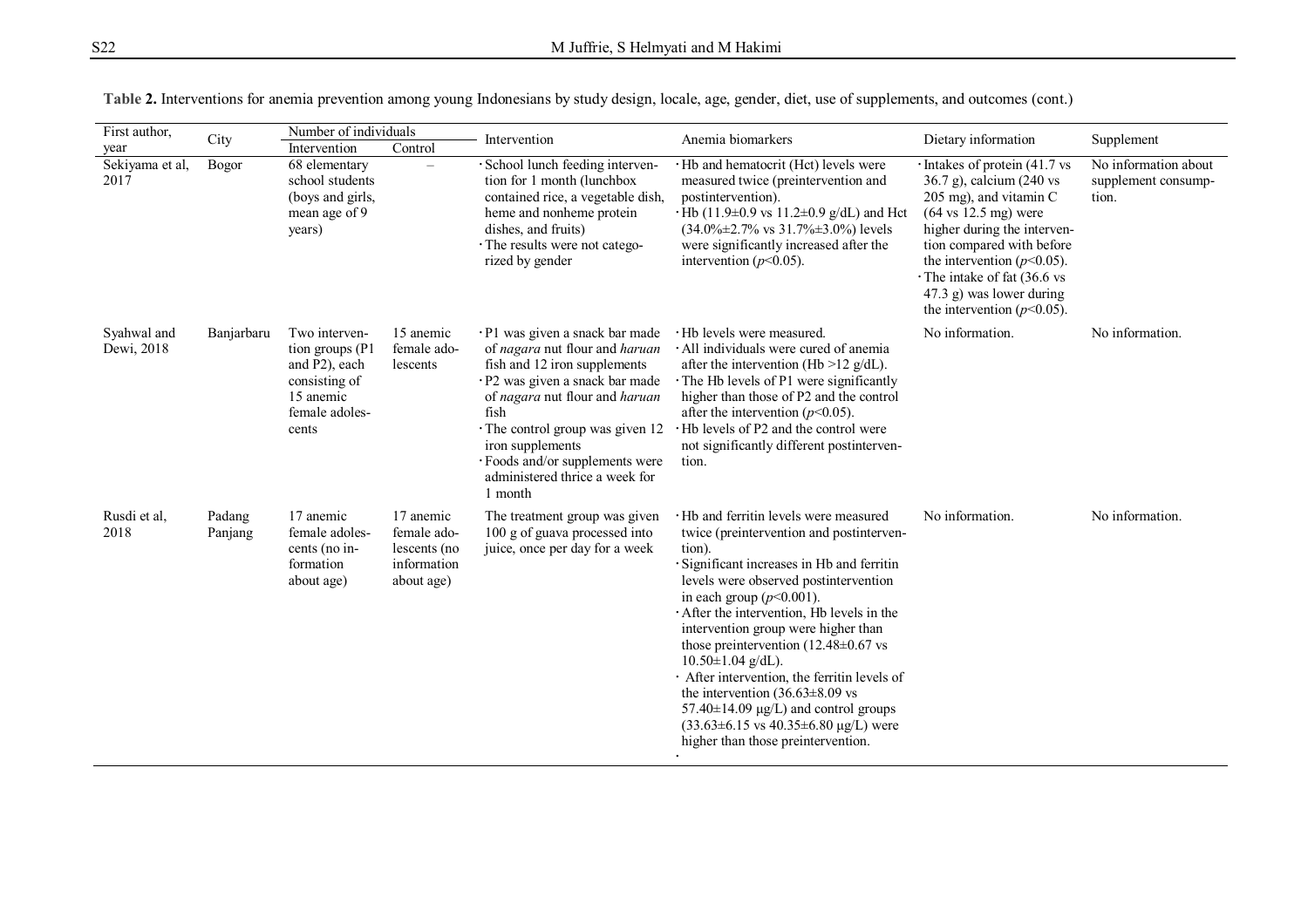**Table 2.** Interventions for anemia prevention among young Indonesians by study design, locale, age, gender, diet, use of supplements, and outcomes (cont.)

| First author, year | City | Number of individuals | | Intervention | Anemia biomarkers | Dietary information | Supplement |
|---|---|---|---|---|---|---|---|
| | | Intervention | Control | | | | |
| Sekiyama et al, 2017 | Bogor | 68 elementary school students (boys and girls, mean age of 9 years) | – | · School lunch feeding intervention for 1 month (lunchbox contained rice, a vegetable dish, heme and nonheme protein dishes, and fruits)<br>· The results were not categorized by gender | · Hb and hematocrit (Hct) levels were measured twice (preintervention and postintervention).<br>· Hb (11.9±0.9 vs 11.2±0.9 g/dL) and Hct (34.0%±2.7% vs 31.7%±3.0%) levels were significantly increased after the intervention ($p$<0.05). | · Intakes of protein (41.7 vs 36.7 g), calcium (240 vs 205 mg), and vitamin C (64 vs 12.5 mg) were higher during the intervention compared with before the intervention ($p$<0.05).<br>· The intake of fat (36.6 vs 47.3 g) was lower during the intervention ($p$<0.05). | No information about supplement consumption. |
| Syahwal and Dewi, 2018 | Banjarbaru | Two intervention groups (P1 and P2), each consisting of 15 anemic female adolescents | 15 anemic female adolescents | · P1 was given a snack bar made of *nagara* nut flour and *haruan* fish and 12 iron supplements<br>· P2 was given a snack bar made of *nagara* nut flour and *haruan* fish<br>· The control group was given 12 iron supplements<br>· Foods and/or supplements were administered thrice a week for 1 month | · Hb levels were measured.<br>· All individuals were cured of anemia after the intervention (Hb >12 g/dL).<br>· The Hb levels of P1 were significantly higher than those of P2 and the control after the intervention ($p$<0.05).<br>· Hb levels of P2 and the control were not significantly different postintervention. | No information. | No information. |
| Rusdi et al, 2018 | Padang Panjang | 17 anemic female adolescents (no information about age) | 17 anemic female adolescents (no information about age) | The treatment group was given 100 g of guava processed into juice, once per day for a week | · Hb and ferritin levels were measured twice (preintervention and postintervention).<br>· Significant increases in Hb and ferritin levels were observed postintervention in each group ($p$<0.001).<br>· After the intervention, Hb levels in the intervention group were higher than those preintervention (12.48±0.67 vs 10.50±1.04 g/dL).<br>· After intervention, the ferritin levels of the intervention (36.63±8.09 vs 57.40±14.09 μg/L) and control groups (33.63±6.15 vs 40.35±6.80 μg/L) were higher than those preintervention.<br>· | No information. | No information. |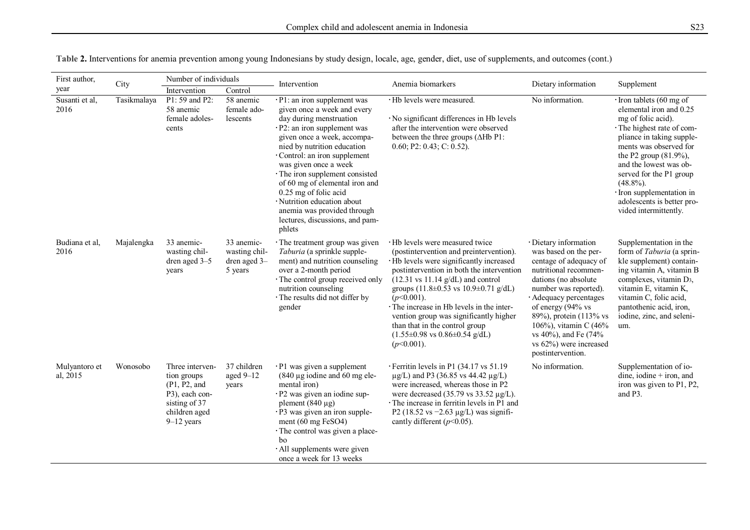**Table 2.** Interventions for anemia prevention among young Indonesians by study design, locale, age, gender, diet, use of supplements, and outcomes (cont.)

| First author, year | City | Number of individuals | | Intervention | Anemia biomarkers | Dietary information | Supplement |
|---|---|---|---|---|---|---|---|
| | | Intervention | Control | | | | |
| Susanti et al, 2016 | Tasikmalaya | P1: 59 and P2: 58 anemic female adolescents | 58 anemic female adolescents | · P1: an iron supplement was given once a week and every day during menstruation<br>· P2: an iron supplement was given once a week, accompanied by nutrition education<br>· Control: an iron supplement was given once a week<br>· The iron supplement consisted of 60 mg of elemental iron and 0.25 mg of folic acid<br>· Nutrition education about anemia was provided through lectures, discussions, and pamphlets | · Hb levels were measured.<br>· No significant differences in Hb levels after the intervention were observed between the three groups (ΔHb P1: 0.60; P2: 0.43; C: 0.52). | No information. | · Iron tablets (60 mg of elemental iron and 0.25 mg of folic acid).<br>· The highest rate of compliance in taking supplements was observed for the P2 group (81.9%), and the lowest was observed for the P1 group (48.8%).<br>· Iron supplementation in adolescents is better provided intermittently. |
| Budiana et al, 2016 | Majalengka | 33 anemic-wasting children aged 3–5 years | 33 anemic-wasting children aged 3–5 years | · The treatment group was given *Taburia* (a sprinkle supplement) and nutrition counseling over a 2-month period<br>· The control group received only nutrition counseling<br>· The results did not differ by gender | · Hb levels were measured twice (postintervention and preintervention).<br>· Hb levels were significantly increased postintervention in both the intervention (12.31 vs 11.14 g/dL) and control groups (11.8±0.53 vs 10.9±0.71 g/dL) ($p<0.001$).<br>· The increase in Hb levels in the intervention group was significantly higher than that in the control group (1.55±0.98 vs 0.86±0.54 g/dL) ($p<0.001$). | · Dietary information was based on the percentage of adequacy of nutritional recommendations (no absolute number was reported).<br>· Adequacy percentages of energy (94% vs 89%), protein (113% vs 106%), vitamin C (46% vs 40%), and Fe (74% vs 62%) were increased postintervention. | Supplementation in the form of *Taburia* (a sprinkle supplement) containing vitamin A, vitamin B complexes, vitamin $D_3$, vitamin E, vitamin K, vitamin C, folic acid, pantothenic acid, iron, iodine, zinc, and selenium. |
| Mulyantoro et al, 2015 | Wonosobo | Three intervention groups (P1, P2, and P3), each consisting of 37 children aged 9–12 years | 37 children aged 9–12 years | · P1 was given a supplement (840 µg iodine and 60 mg elemental iron)<br>· P2 was given an iodine supplement (840 µg)<br>· P3 was given an iron supplement (60 mg $FeSO_4$)<br>· The control was given a placebo<br>· All supplements were given once a week for 13 weeks | · Ferritin levels in P1 (34.17 vs 51.19 µg/L) and P3 (36.85 vs 44.42 µg/L) were increased, whereas those in P2 were decreased (35.79 vs 33.52 µg/L).<br>· The increase in ferritin levels in P1 and P2 (18.52 vs −2.63 µg/L) was significantly different ($p<0.05$). | No information. | Supplementation of iodine, iodine + iron, and iron was given to P1, P2, and P3. |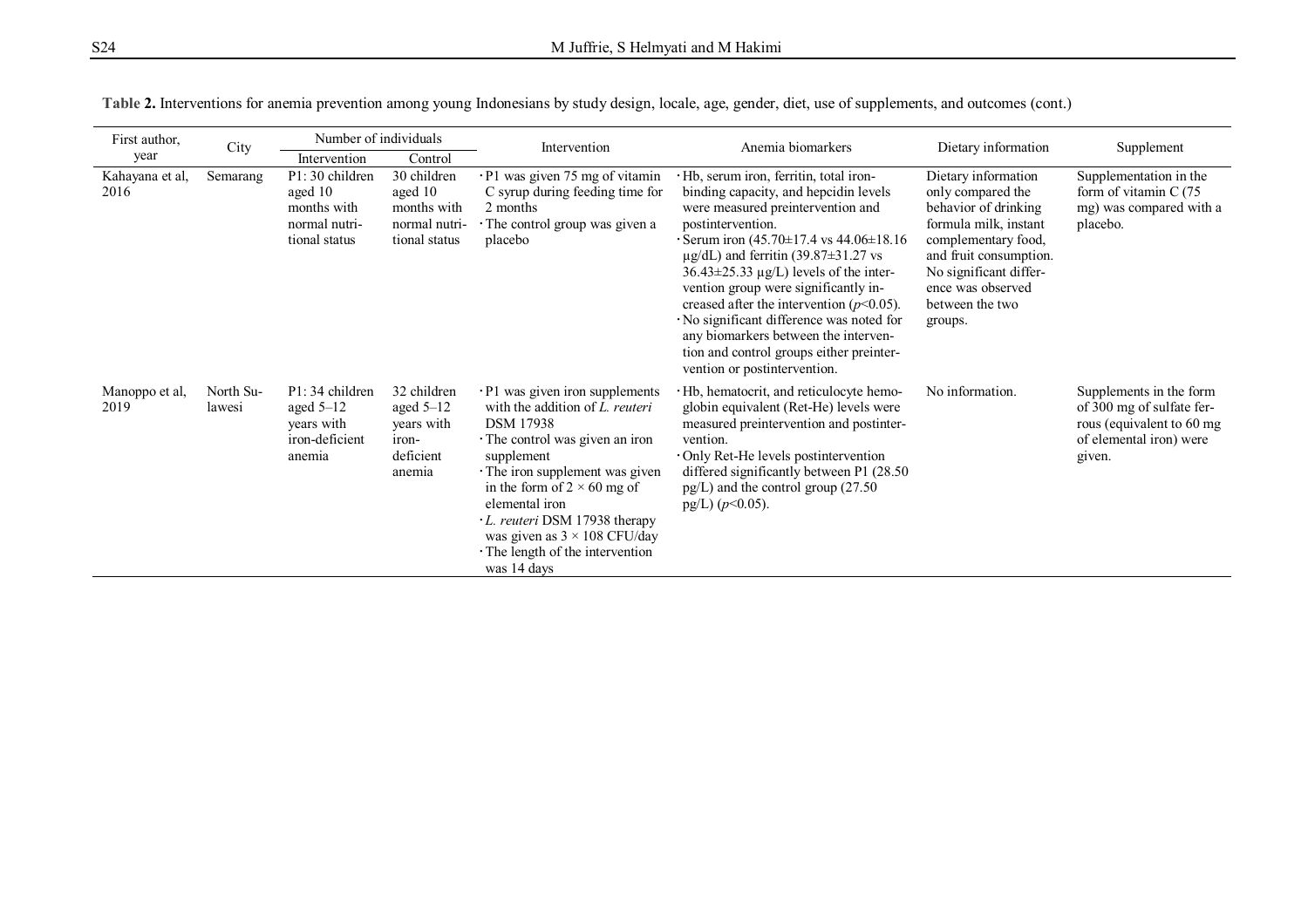**Table 2.** Interventions for anemia prevention among young Indonesians by study design, locale, age, gender, diet, use of supplements, and outcomes (cont.)

| First author, year | City | Number of individuals | | Intervention | Anemia biomarkers | Dietary information | Supplement |
|---|---|---|---|---|---|---|---|
| | | Intervention | Control | | | | |
| Kahayana et al, 2016 | Semarang | P1: 30 children aged 10 months with normal nutritional status | 30 children aged 10 months with normal nutritional status | · P1 was given 75 mg of vitamin C syrup during feeding time for 2 months<br>· The control group was given a placebo | · Hb, serum iron, ferritin, total iron-binding capacity, and hepcidin levels were measured preintervention and postintervention.<br>· Serum iron (45.70±17.4 vs 44.06±18.16 μg/dL) and ferritin (39.87±31.27 vs 36.43±25.33 μg/L) levels of the intervention group were significantly increased after the intervention ($p$<0.05).<br>· No significant difference was noted for any biomarkers between the intervention and control groups either preintervention or postintervention. | Dietary information only compared the behavior of drinking formula milk, instant complementary food, and fruit consumption. No significant difference was observed between the two groups. | Supplementation in the form of vitamin C (75 mg) was compared with a placebo. |
| Manoppo et al, 2019 | North Sulawesi | P1: 34 children aged 5–12 years with iron-deficient anemia | 32 children aged 5–12 years with iron-deficient anemia | · P1 was given iron supplements with the addition of *L. reuteri* DSM 17938<br>· The control was given an iron supplement<br>· The iron supplement was given in the form of 2 × 60 mg of elemental iron<br>· *L. reuteri* DSM 17938 therapy was given as 3 × 108 CFU/day<br>· The length of the intervention was 14 days | · Hb, hematocrit, and reticulocyte hemoglobin equivalent (Ret-He) levels were measured preintervention and postintervention.<br>· Only Ret-He levels postintervention differed significantly between P1 (28.50 pg/L) and the control group (27.50 pg/L) ($p$<0.05). | No information. | Supplements in the form of 300 mg of sulfate ferrous (equivalent to 60 mg of elemental iron) were given. |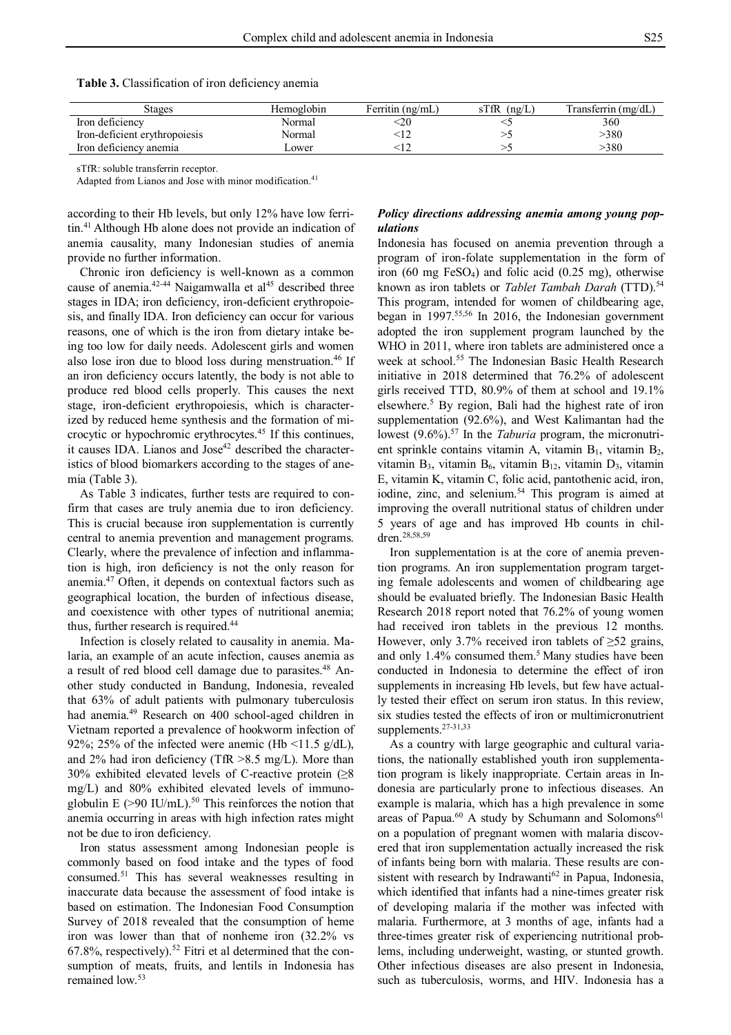**Table 3.** Classification of iron deficiency anemia

| Stages | Hemoglobin | Ferritin (ng/mL) | sTfR (ng/L) | Transferrin (mg/dL) |
|---|---|---|---|---|
| Iron deficiency | Normal | <20 | <5 | 360 |
| Iron-deficient erythropoiesis | Normal | <12 | >5 | >380 |
| Iron deficiency anemia | Lower | <12 | >5 | >380 |

sTfR: soluble transferrin receptor.

Adapted from Lianos and Jose with minor modification.[41]

according to their Hb levels, but only 12% have low ferritin.[41] Although Hb alone does not provide an indication of anemia causality, many Indonesian studies of anemia provide no further information.

Chronic iron deficiency is well-known as a common cause of anemia.[42-44] Naigamwalla et al[45] described three stages in IDA; iron deficiency, iron-deficient erythropoiesis, and finally IDA. Iron deficiency can occur for various reasons, one of which is the iron from dietary intake being too low for daily needs. Adolescent girls and women also lose iron due to blood loss during menstruation.[46] If an iron deficiency occurs latently, the body is not able to produce red blood cells properly. This causes the next stage, iron-deficient erythropoiesis, which is characterized by reduced heme synthesis and the formation of microcytic or hypochromic erythrocytes.[45] If this continues, it causes IDA. Lianos and Jose[42] described the characteristics of blood biomarkers according to the stages of anemia (Table 3).

As Table 3 indicates, further tests are required to confirm that cases are truly anemia due to iron deficiency. This is crucial because iron supplementation is currently central to anemia prevention and management programs. Clearly, where the prevalence of infection and inflammation is high, iron deficiency is not the only reason for anemia.[47] Often, it depends on contextual factors such as geographical location, the burden of infectious disease, and coexistence with other types of nutritional anemia; thus, further research is required.[44]

Infection is closely related to causality in anemia. Malaria, an example of an acute infection, causes anemia as a result of red blood cell damage due to parasites.[48] Another study conducted in Bandung, Indonesia, revealed that 63% of adult patients with pulmonary tuberculosis had anemia.[49] Research on 400 school-aged children in Vietnam reported a prevalence of hookworm infection of 92%; 25% of the infected were anemic (Hb <11.5 g/dL), and 2% had iron deficiency (TfR >8.5 mg/L). More than 30% exhibited elevated levels of C-reactive protein (≥8 mg/L) and 80% exhibited elevated levels of immunoglobulin E (>90 IU/mL).[50] This reinforces the notion that anemia occurring in areas with high infection rates might not be due to iron deficiency.

Iron status assessment among Indonesian people is commonly based on food intake and the types of food consumed.[51] This has several weaknesses resulting in inaccurate data because the assessment of food intake is based on estimation. The Indonesian Food Consumption Survey of 2018 revealed that the consumption of heme iron was lower than that of nonheme iron (32.2% vs 67.8%, respectively).[52] Fitri et al determined that the consumption of meats, fruits, and lentils in Indonesia has remained low.[53]

### *Policy directions addressing anemia among young populations*

Indonesia has focused on anemia prevention through a program of iron-folate supplementation in the form of iron (60 mg $FeSO_4$) and folic acid (0.25 mg), otherwise known as iron tablets or *Tablet Tambah Darah* (TTD).[54] This program, intended for women of childbearing age, began in 1997.[55,56] In 2016, the Indonesian government adopted the iron supplement program launched by the WHO in 2011, where iron tablets are administered once a week at school.[55] The Indonesian Basic Health Research initiative in 2018 determined that 76.2% of adolescent girls received TTD, 80.9% of them at school and 19.1% elsewhere.[5] By region, Bali had the highest rate of iron supplementation (92.6%), and West Kalimantan had the lowest (9.6%).[57] In the *Taburia* program, the micronutrient sprinkle contains vitamin A, vitamin $B_1$, vitamin $B_2$, vitamin $B_3$, vitamin $B_6$, vitamin $B_{12}$, vitamin $D_3$, vitamin E, vitamin K, vitamin C, folic acid, pantothenic acid, iron, iodine, zinc, and selenium.[54] This program is aimed at improving the overall nutritional status of children under 5 years of age and has improved Hb counts in children.[28,58,59]

Iron supplementation is at the core of anemia prevention programs. An iron supplementation program targeting female adolescents and women of childbearing age should be evaluated briefly. The Indonesian Basic Health Research 2018 report noted that 76.2% of young women had received iron tablets in the previous 12 months. However, only 3.7% received iron tablets of ≥52 grains, and only 1.4% consumed them.[5] Many studies have been conducted in Indonesia to determine the effect of iron supplements in increasing Hb levels, but few have actually tested their effect on serum iron status. In this review, six studies tested the effects of iron or multimicronutrient supplements.[27-31,33]

As a country with large geographic and cultural variations, the nationally established youth iron supplementation program is likely inappropriate. Certain areas in Indonesia are particularly prone to infectious diseases. An example is malaria, which has a high prevalence in some areas of Papua.[60] A study by Schumann and Solomons[61] on a population of pregnant women with malaria discovered that iron supplementation actually increased the risk of infants being born with malaria. These results are consistent with research by Indrawanti[62] in Papua, Indonesia, which identified that infants had a nine-times greater risk of developing malaria if the mother was infected with malaria. Furthermore, at 3 months of age, infants had a three-times greater risk of experiencing nutritional problems, including underweight, wasting, or stunted growth. Other infectious diseases are also present in Indonesia, such as tuberculosis, worms, and HIV. Indonesia has a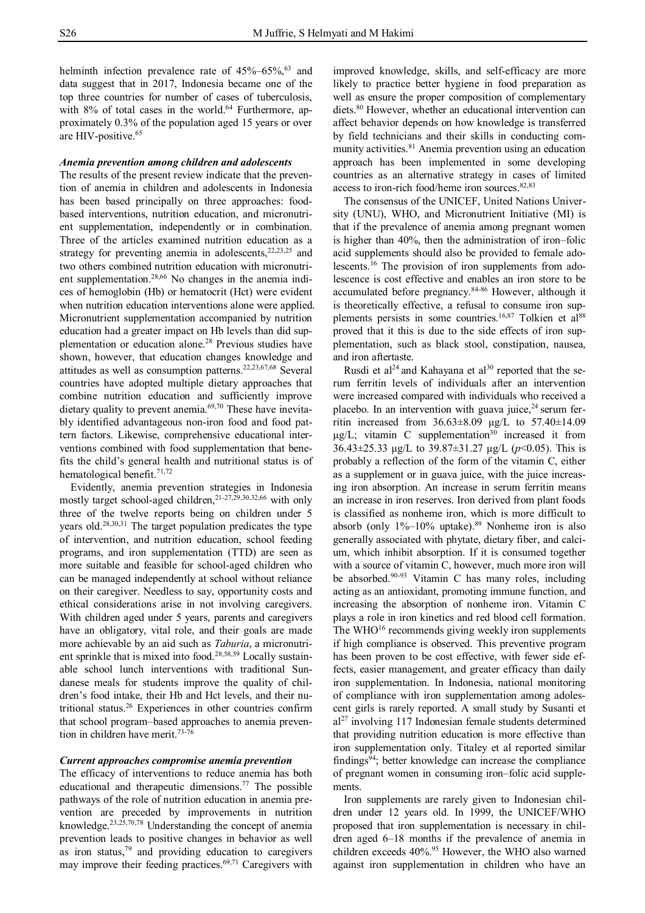helminth infection prevalence rate of 45%–65%,[63] and data suggest that in 2017, Indonesia became one of the top three countries for number of cases of tuberculosis, with 8% of total cases in the world.[64] Furthermore, approximately 0.3% of the population aged 15 years or over are HIV-positive.[65]

### *Anemia prevention among children and adolescents*

The results of the present review indicate that the prevention of anemia in children and adolescents in Indonesia has been based principally on three approaches: food-based interventions, nutrition education, and micronutrient supplementation, independently or in combination. Three of the articles examined nutrition education as a strategy for preventing anemia in adolescents,[22,23,25] and two others combined nutrition education with micronutrient supplementation.[28,66] No changes in the anemia indices of hemoglobin (Hb) or hematocrit (Hct) were evident when nutrition education interventions alone were applied. Micronutrient supplementation accompanied by nutrition education had a greater impact on Hb levels than did supplementation or education alone.[28] Previous studies have shown, however, that education changes knowledge and attitudes as well as consumption patterns.[22,23,67,68] Several countries have adopted multiple dietary approaches that combine nutrition education and sufficiently improve dietary quality to prevent anemia.[69,70] These have inevitably identified advantageous non-iron food and food pattern factors. Likewise, comprehensive educational interventions combined with food supplementation that benefits the child's general health and nutritional status is of hematological benefit.[71,72]

Evidently, anemia prevention strategies in Indonesia mostly target school-aged children,[21-27,29,30,32,66] with only three of the twelve reports being on children under 5 years old.[28,30,31] The target population predicates the type of intervention, and nutrition education, school feeding programs, and iron supplementation (TTD) are seen as more suitable and feasible for school-aged children who can be managed independently at school without reliance on their caregiver. Needless to say, opportunity costs and ethical considerations arise in not involving caregivers. With children aged under 5 years, parents and caregivers have an obligatory, vital role, and their goals are made more achievable by an aid such as *Taburia*, a micronutrient sprinkle that is mixed into food.[28,58,59] Locally sustainable school lunch interventions with traditional Sundanese meals for students improve the quality of children's food intake, their Hb and Hct levels, and their nutritional status.[26] Experiences in other countries confirm that school program–based approaches to anemia prevention in children have merit.[73-76]

### *Current approaches compromise anemia prevention*

The efficacy of interventions to reduce anemia has both educational and therapeutic dimensions.[77] The possible pathways of the role of nutrition education in anemia prevention are preceded by improvements in nutrition knowledge.[23,25,70,78] Understanding the concept of anemia prevention leads to positive changes in behavior as well as iron status,[79] and providing education to caregivers may improve their feeding practices.[69,71] Caregivers with improved knowledge, skills, and self-efficacy are more likely to practice better hygiene in food preparation as well as ensure the proper composition of complementary diets.[80] However, whether an educational intervention can affect behavior depends on how knowledge is transferred by field technicians and their skills in conducting community activities.[81] Anemia prevention using an education approach has been implemented in some developing countries as an alternative strategy in cases of limited access to iron-rich food/heme iron sources.[82,83]

The consensus of the UNICEF, United Nations University (UNU), WHO, and Micronutrient Initiative (MI) is that if the prevalence of anemia among pregnant women is higher than 40%, then the administration of iron–folic acid supplements should also be provided to female adolescents.[16] The provision of iron supplements from adolescence is cost effective and enables an iron store to be accumulated before pregnancy.[84-86] However, although it is theoretically effective, a refusal to consume iron supplements persists in some countries.[16,87] Tolkien et al[88] proved that it this is due to the side effects of iron supplementation, such as black stool, constipation, nausea, and iron aftertaste.

Rusdi et al[24] and Kahayana et al[30] reported that the serum ferritin levels of individuals after an intervention were increased compared with individuals who received a placebo. In an intervention with guava juice,[24] serum ferritin increased from 36.63±8.09 μg/L to 57.40±14.09 μg/L; vitamin C supplementation[30] increased it from 36.43±25.33 μg/L to 39.87±31.27 μg/L ($p<0.05$). This is probably a reflection of the form of the vitamin C, either as a supplement or in guava juice, with the juice increasing iron absorption. An increase in serum ferritin means an increase in iron reserves. Iron derived from plant foods is classified as nonheme iron, which is more difficult to absorb (only 1%–10% uptake).[89] Nonheme iron is also generally associated with phytate, dietary fiber, and calcium, which inhibit absorption. If it is consumed together with a source of vitamin C, however, much more iron will be absorbed.[90-93] Vitamin C has many roles, including acting as an antioxidant, promoting immune function, and increasing the absorption of nonheme iron. Vitamin C plays a role in iron kinetics and red blood cell formation. The WHO[16] recommends giving weekly iron supplements if high compliance is observed. This preventive program has been proven to be cost effective, with fewer side effects, easier management, and greater efficacy than daily iron supplementation. In Indonesia, national monitoring of compliance with iron supplementation among adolescent girls is rarely reported. A small study by Susanti et al[27] involving 117 Indonesian female students determined that providing nutrition education is more effective than iron supplementation only. Titaley et al reported similar findings[94]; better knowledge can increase the compliance of pregnant women in consuming iron–folic acid supplements.

Iron supplements are rarely given to Indonesian children under 12 years old. In 1999, the UNICEF/WHO proposed that iron supplementation is necessary in children aged 6–18 months if the prevalence of anemia in children exceeds 40%.[95] However, the WHO also warned against iron supplementation in children who have an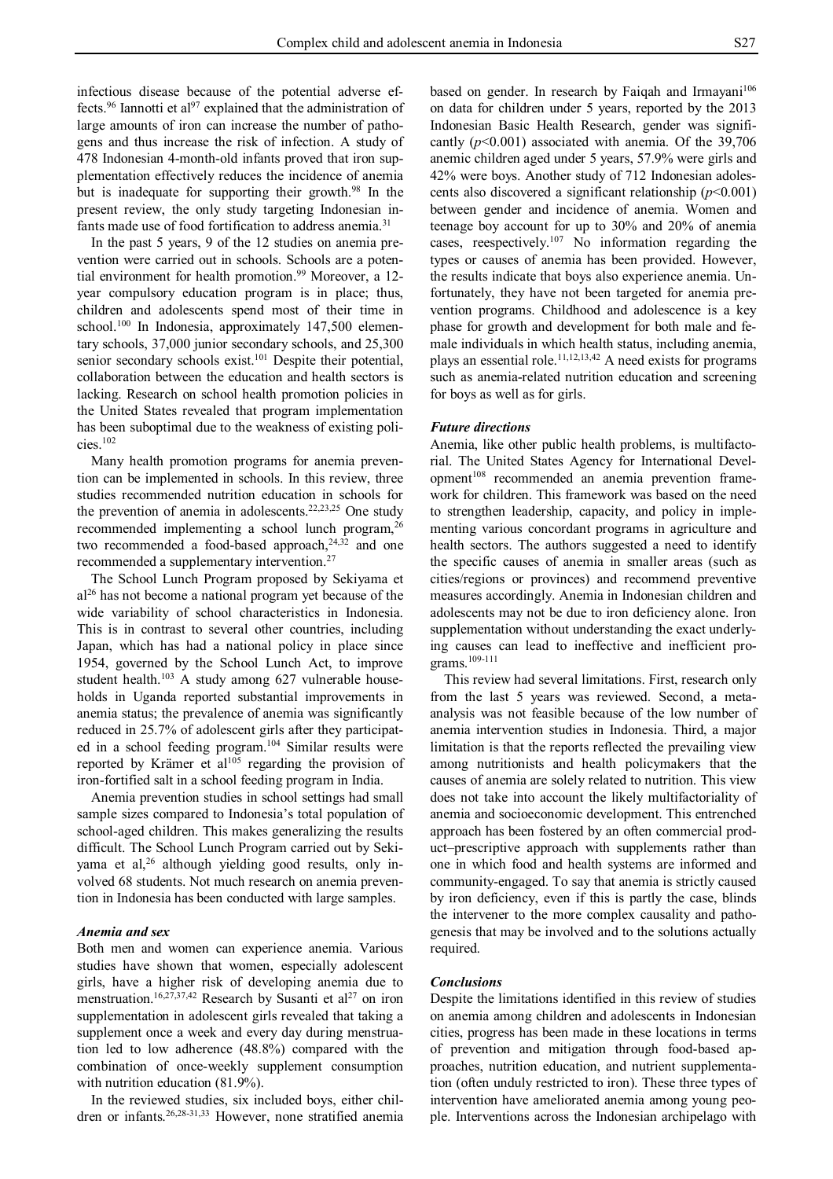infectious disease because of the potential adverse effects.[96] Iannotti et al[97] explained that the administration of large amounts of iron can increase the number of pathogens and thus increase the risk of infection. A study of 478 Indonesian 4-month-old infants proved that iron supplementation effectively reduces the incidence of anemia but is inadequate for supporting their growth.[98] In the present review, the only study targeting Indonesian infants made use of food fortification to address anemia.[31]

In the past 5 years, 9 of the 12 studies on anemia prevention were carried out in schools. Schools are a potential environment for health promotion.[99] Moreover, a 12-year compulsory education program is in place; thus, children and adolescents spend most of their time in school.[100] In Indonesia, approximately 147,500 elementary schools, 37,000 junior secondary schools, and 25,300 senior secondary schools exist.[101] Despite their potential, collaboration between the education and health sectors is lacking. Research on school health promotion policies in the United States revealed that program implementation has been suboptimal due to the weakness of existing policies.[102]

Many health promotion programs for anemia prevention can be implemented in schools. In this review, three studies recommended nutrition education in schools for the prevention of anemia in adolescents.[22,23,25] One study recommended implementing a school lunch program,[26] two recommended a food-based approach,[24,32] and one recommended a supplementary intervention.[27]

The School Lunch Program proposed by Sekiyama et al[26] has not become a national program yet because of the wide variability of school characteristics in Indonesia. This is in contrast to several other countries, including Japan, which has had a national policy in place since 1954, governed by the School Lunch Act, to improve student health.[103] A study among 627 vulnerable households in Uganda reported substantial improvements in anemia status; the prevalence of anemia was significantly reduced in 25.7% of adolescent girls after they participated in a school feeding program.[104] Similar results were reported by Krämer et al[105] regarding the provision of iron-fortified salt in a school feeding program in India.

Anemia prevention studies in school settings had small sample sizes compared to Indonesia's total population of school-aged children. This makes generalizing the results difficult. The School Lunch Program carried out by Sekiyama et al,[26] although yielding good results, only involved 68 students. Not much research on anemia prevention in Indonesia has been conducted with large samples.

### *Anemia and sex*

Both men and women can experience anemia. Various studies have shown that women, especially adolescent girls, have a higher risk of developing anemia due to menstruation.[16,27,37,42] Research by Susanti et al[27] on iron supplementation in adolescent girls revealed that taking a supplement once a week and every day during menstruation led to low adherence (48.8%) compared with the combination of once-weekly supplement consumption with nutrition education (81.9%).

In the reviewed studies, six included boys, either children or infants.[26,28-31,33] However, none stratified anemia based on gender. In research by Faiqah and Irmayani[106] on data for children under 5 years, reported by the 2013 Indonesian Basic Health Research, gender was significantly ($p$<0.001) associated with anemia. Of the 39,706 anemic children aged under 5 years, 57.9% were girls and 42% were boys. Another study of 712 Indonesian adolescents also discovered a significant relationship ($p$<0.001) between gender and incidence of anemia. Women and teenage boy account for up to 30% and 20% of anemia cases, reespectively.[107] No information regarding the types or causes of anemia has been provided. However, the results indicate that boys also experience anemia. Unfortunately, they have not been targeted for anemia prevention programs. Childhood and adolescence is a key phase for growth and development for both male and female individuals in which health status, including anemia, plays an essential role.[11,12,13,42] A need exists for programs such as anemia-related nutrition education and screening for boys as well as for girls.

### *Future directions*

Anemia, like other public health problems, is multifactorial. The United States Agency for International Development[108] recommended an anemia prevention framework for children. This framework was based on the need to strengthen leadership, capacity, and policy in implementing various concordant programs in agriculture and health sectors. The authors suggested a need to identify the specific causes of anemia in smaller areas (such as cities/regions or provinces) and recommend preventive measures accordingly. Anemia in Indonesian children and adolescents may not be due to iron deficiency alone. Iron supplementation without understanding the exact underlying causes can lead to ineffective and inefficient programs.[109-111]

This review had several limitations. First, research only from the last 5 years was reviewed. Second, a meta-analysis was not feasible because of the low number of anemia intervention studies in Indonesia. Third, a major limitation is that the reports reflected the prevailing view among nutritionists and health policymakers that the causes of anemia are solely related to nutrition. This view does not take into account the likely multifactoriality of anemia and socioeconomic development. This entrenched approach has been fostered by an often commercial product–prescriptive approach with supplements rather than one in which food and health systems are informed and community-engaged. To say that anemia is strictly caused by iron deficiency, even if this is partly the case, blinds the intervener to the more complex causality and pathogenesis that may be involved and to the solutions actually required.

### *Conclusions*

Despite the limitations identified in this review of studies on anemia among children and adolescents in Indonesian cities, progress has been made in these locations in terms of prevention and mitigation through food-based approaches, nutrition education, and nutrient supplementation (often unduly restricted to iron). These three types of intervention have ameliorated anemia among young people. Interventions across the Indonesian archipelago with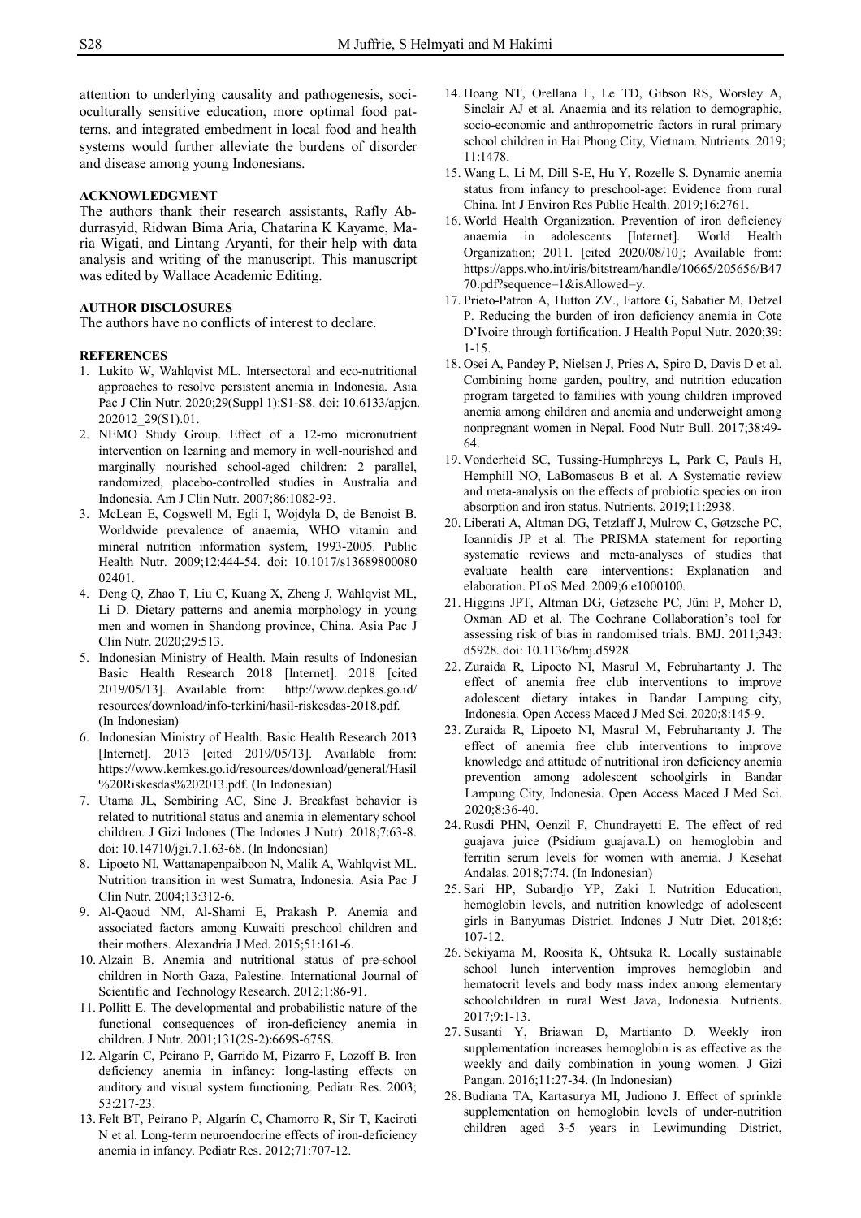attention to underlying causality and pathogenesis, socioculturally sensitive education, more optimal food patterns, and integrated embedment in local food and health systems would further alleviate the burdens of disorder and disease among young Indonesians.

## ACKNOWLEDGMENT

The authors thank their research assistants, Rafly Abdurrasyid, Ridwan Bima Aria, Chatarina K Kayame, Maria Wigati, and Lintang Aryanti, for their help with data analysis and writing of the manuscript. This manuscript was edited by Wallace Academic Editing.

## AUTHOR DISCLOSURES

The authors have no conflicts of interest to declare.

## REFERENCES

1. Lukito W, Wahlqvist ML. Intersectoral and eco-nutritional approaches to resolve persistent anemia in Indonesia. Asia Pac J Clin Nutr. 2020;29(Suppl 1):S1-S8. doi: 10.6133/apjcn.202012_29(S1).01.
2. NEMO Study Group. Effect of a 12-mo micronutrient intervention on learning and memory in well-nourished and marginally nourished school-aged children: 2 parallel, randomized, placebo-controlled studies in Australia and Indonesia. Am J Clin Nutr. 2007;86:1082-93.
3. McLean E, Cogswell M, Egli I, Wojdyla D, de Benoist B. Worldwide prevalence of anaemia, WHO vitamin and mineral nutrition information system, 1993-2005. Public Health Nutr. 2009;12:444-54. doi: 10.1017/s1368980008002401.
4. Deng Q, Zhao T, Liu C, Kuang X, Zheng J, Wahlqvist ML, Li D. Dietary patterns and anemia morphology in young men and women in Shandong province, China. Asia Pac J Clin Nutr. 2020;29:513.
5. Indonesian Ministry of Health. Main results of Indonesian Basic Health Research 2018 [Internet]. 2018 [cited 2019/05/13]. Available from: http://www.depkes.go.id/resources/download/info-terkini/hasil-riskesdas-2018.pdf. (In Indonesian)
6. Indonesian Ministry of Health. Basic Health Research 2013 [Internet]. 2013 [cited 2019/05/13]. Available from: https://www.kemkes.go.id/resources/download/general/Hasil%20Riskesdas%202013.pdf. (In Indonesian)
7. Utama JL, Sembiring AC, Sine J. Breakfast behavior is related to nutritional status and anemia in elementary school children. J Gizi Indones (The Indones J Nutr). 2018;7:63-8. doi: 10.14710/jgi.7.1.63-68. (In Indonesian)
8. Lipoeto NI, Wattanapenpaiboon N, Malik A, Wahlqvist ML. Nutrition transition in west Sumatra, Indonesia. Asia Pac J Clin Nutr. 2004;13:312-6.
9. Al-Qaoud NM, Al-Shami E, Prakash P. Anemia and associated factors among Kuwaiti preschool children and their mothers. Alexandria J Med. 2015;51:161-6.
10. Alzain B. Anemia and nutritional status of pre-school children in North Gaza, Palestine. International Journal of Scientific and Technology Research. 2012;1:86-91.
11. Pollitt E. The developmental and probabilistic nature of the functional consequences of iron-deficiency anemia in children. J Nutr. 2001;131(2S-2):669S-675S.
12. Algarín C, Peirano P, Garrido M, Pizarro F, Lozoff B. Iron deficiency anemia in infancy: long-lasting effects on auditory and visual system functioning. Pediatr Res. 2003;53:217-23.
13. Felt BT, Peirano P, Algarín C, Chamorro R, Sir T, Kaciroti N et al. Long-term neuroendocrine effects of iron-deficiency anemia in infancy. Pediatr Res. 2012;71:707-12.
14. Hoang NT, Orellana L, Le TD, Gibson RS, Worsley A, Sinclair AJ et al. Anaemia and its relation to demographic, socio-economic and anthropometric factors in rural primary school children in Hai Phong City, Vietnam. Nutrients. 2019;11:1478.
15. Wang L, Li M, Dill S-E, Hu Y, Rozelle S. Dynamic anemia status from infancy to preschool-age: Evidence from rural China. Int J Environ Res Public Health. 2019;16:2761.
16. World Health Organization. Prevention of iron deficiency anaemia in adolescents [Internet]. World Health Organization; 2011. [cited 2020/08/10]; Available from: https://apps.who.int/iris/bitstream/handle/10665/205656/B4770.pdf?sequence=1&isAllowed=y.
17. Prieto-Patron A, Hutton ZV., Fattore G, Sabatier M, Detzel P. Reducing the burden of iron deficiency anemia in Cote D'Ivoire through fortification. J Health Popul Nutr. 2020;39:1-15.
18. Osei A, Pandey P, Nielsen J, Pries A, Spiro D, Davis D et al. Combining home garden, poultry, and nutrition education program targeted to families with young children improved anemia among children and anemia and underweight among nonpregnant women in Nepal. Food Nutr Bull. 2017;38:49-64.
19. Vonderheid SC, Tussing-Humphreys L, Park C, Pauls H, Hemphill NO, LaBomascus B et al. A Systematic review and meta-analysis on the effects of probiotic species on iron absorption and iron status. Nutrients. 2019;11:2938.
20. Liberati A, Altman DG, Tetzlaff J, Mulrow C, Gøtzsche PC, Ioannidis JP et al. The PRISMA statement for reporting systematic reviews and meta-analyses of studies that evaluate health care interventions: Explanation and elaboration. PLoS Med. 2009;6:e1000100.
21. Higgins JPT, Altman DG, Gøtzsche PC, Jüni P, Moher D, Oxman AD et al. The Cochrane Collaboration's tool for assessing risk of bias in randomised trials. BMJ. 2011;343:d5928. doi: 10.1136/bmj.d5928.
22. Zuraida R, Lipoeto NI, Masrul M, Februhartanty J. The effect of anemia free club interventions to improve adolescent dietary intakes in Bandar Lampung city, Indonesia. Open Access Maced J Med Sci. 2020;8:145-9.
23. Zuraida R, Lipoeto NI, Masrul M, Februhartanty J. The effect of anemia free club interventions to improve knowledge and attitude of nutritional iron deficiency anemia prevention among adolescent schoolgirls in Bandar Lampung City, Indonesia. Open Access Maced J Med Sci. 2020;8:36-40.
24. Rusdi PHN, Oenzil F, Chundrayetti E. The effect of red guajava juice (Psidium guajava.L) on hemoglobin and ferritin serum levels for women with anemia. J Kesehat Andalas. 2018;7:74. (In Indonesian)
25. Sari HP, Subardjo YP, Zaki I. Nutrition Education, hemoglobin levels, and nutrition knowledge of adolescent girls in Banyumas District. Indones J Nutr Diet. 2018;6:107-12.
26. Sekiyama M, Roosita K, Ohtsuka R. Locally sustainable school lunch intervention improves hemoglobin and hematocrit levels and body mass index among elementary schoolchildren in rural West Java, Indonesia. Nutrients. 2017;9:1-13.
27. Susanti Y, Briawan D, Martianto D. Weekly iron supplementation increases hemoglobin is as effective as the weekly and daily combination in young women. J Gizi Pangan. 2016;11:27-34. (In Indonesian)
28. Budiana TA, Kartasurya MI, Judiono J. Effect of sprinkle supplementation on hemoglobin levels of under-nutrition children aged 3-5 years in Lewimunding District,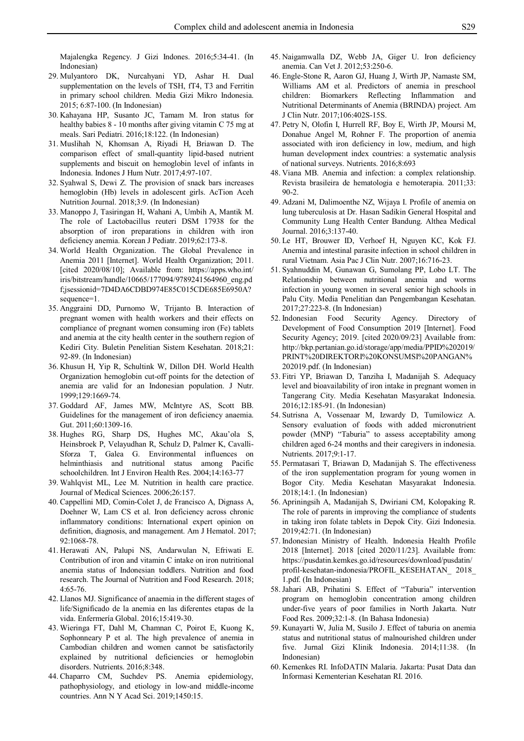Majalengka Regency. J Gizi Indones. 2016;5:34-41. (In Indonesian)

29. Mulyantoro DK, Nurcahyani YD, Ashar H. Dual supplementation on the levels of TSH, fT4, T3 and Ferritin in primary school children. Media Gizi Mikro Indonesia. 2015; 6:87-100. (In Indonesian)
30. Kahayana HP, Susanto JC, Tamam M. Iron status for healthy babies 8 - 10 months after giving vitamin C 75 mg at meals. Sari Pediatri. 2016;18:122. (In Indonesian)
31. Muslihah N, Khomsan A, Riyadi H, Briawan D. The comparison effect of small-quantity lipid-based nutrient supplements and biscuit on hemoglobin level of infants in Indonesia. Indones J Hum Nutr. 2017;4:97-107.
32. Syahwal S, Dewi Z. The provision of snack bars increases hemoglobin (Hb) levels in adolescent girls. AcTion Aceh Nutrition Journal. 2018;3:9. (In Indonesian)
33. Manoppo J, Tasiringan H, Wahani A, Umbih A, Mantik M. The role of Lactobacillus reuteri DSM 17938 for the absorption of iron preparations in children with iron deficiency anemia. Korean J Pediatr. 2019;62:173-8.
34. World Health Organization. The Global Prevalence in Anemia 2011 [Internet]. World Health Organization; 2011. [cited 2020/08/10]; Available from: https://apps.who.int/iris/bitstream/handle/10665/177094/9789241564960_eng.pdf;jsessionid=7D4DA6CDBD974E85C015CDE685E6950A?sequence=1.
35. Anggraini DD, Purnomo W, Trijanto B. Interaction of pregnant women with health workers and their effects on compliance of pregnant women consuming iron (Fe) tablets and anemia at the city health center in the southern region of Kediri City. Buletin Penelitian Sistem Kesehatan. 2018;21: 92-89. (In Indonesian)
36. Khusun H, Yip R, Schultink W, Dillon DH. World Health Organization hemoglobin cut-off points for the detection of anemia are valid for an Indonesian population. J Nutr. 1999;129:1669-74.
37. Goddard AF, James MW, McIntyre AS, Scott BB. Guidelines for the management of iron deficiency anaemia. Gut. 2011;60:1309-16.
38. Hughes RG, Sharp DS, Hughes MC, Akau'ola S, Heinsbroek P, Velayudhan R, Schulz D, Palmer K, Cavalli-Sforza T, Galea G. Environmental influences on helminthiasis and nutritional status among Pacific schoolchildren. Int J Environ Health Res. 2004;14:163-77
39. Wahlqvist ML, Lee M. Nutrition in health care practice. Journal of Medical Sciences. 2006;26:157.
40. Cappellini MD, Comin-Colet J, de Francisco A, Dignass A, Doehner W, Lam CS et al. Iron deficiency across chronic inflammatory conditions: International expert opinion on definition, diagnosis, and management. Am J Hematol. 2017; 92:1068-78.
41. Herawati AN, Palupi NS, Andarwulan N, Efriwati E. Contribution of iron and vitamin C intake on iron nutritional anemia status of Indonesian toddlers. Nutrition and food research. The Journal of Nutrition and Food Research. 2018; 4:65-76.
42. Llanos MJ. Significance of anaemia in the different stages of life/Significado de la anemia en las diferentes etapas de la vida. Enfermería Global. 2016;15:419-30.
43. Wieringa FT, Dahl M, Chamnan C, Poirot E, Kuong K, Sophonneary P et al. The high prevalence of anemia in Cambodian children and women cannot be satisfactorily explained by nutritional deficiencies or hemoglobin disorders. Nutrients. 2016;8:348.
44. Chaparro CM, Suchdev PS. Anemia epidemiology, pathophysiology, and etiology in low-and middle-income countries. Ann N Y Acad Sci. 2019;1450:15.
45. Naigamwalla DZ, Webb JA, Giger U. Iron deficiency anemia. Can Vet J. 2012;53:250-6.
46. Engle-Stone R, Aaron GJ, Huang J, Wirth JP, Namaste SM, Williams AM et al. Predictors of anemia in preschool children: Biomarkers Reflecting Inflammation and Nutritional Determinants of Anemia (BRINDA) project. Am J Clin Nutr. 2017;106:402S-15S.
47. Petry N, Olofin I, Hurrell RF, Boy E, Wirth JP, Moursi M, Donahue Angel M, Rohner F. The proportion of anemia associated with iron deficiency in low, medium, and high human development index countries: a systematic analysis of national surveys. Nutrients. 2016;8:693
48. Viana MB. Anemia and infection: a complex relationship. Revista brasileira de hematologia e hemoterapia. 2011;33: 90-2.
49. Adzani M, Dalimoenthe NZ, Wijaya I. Profile of anemia on lung tuberculosis at Dr. Hasan Sadikin General Hospital and Community Lung Health Center Bandung. Althea Medical Journal. 2016;3:137-40.
50. Le HT, Brouwer ID, Verhoef H, Nguyen KC, Kok FJ. Anemia and intestinal parasite infection in school children in rural Vietnam. Asia Pac J Clin Nutr. 2007;16:716-23.
51. Syahnuddin M, Gunawan G, Sumolang PP, Lobo LT. The Relationship between nutritional anemia and worms infection in young women in several senior high schools in Palu City. Media Penelitian dan Pengembangan Kesehatan. 2017;27:223-8. (In Indonesian)
52. Indonesian Food Security Agency. Directory of Development of Food Consumption 2019 [Internet]. Food Security Agency; 2019. [cited 2020/09/23] Available from: http://bkp.pertanian.go.id/storage/app/media/PPID%202019/PRINT%20DIREKTORI%20KONSUMSI%20PANGAN%202019.pdf. (In Indonesian)
53. Fitri YP, Briawan D, Tanziha I, Madanijah S. Adequacy level and bioavailability of iron intake in pregnant women in Tangerang City. Media Kesehatan Masyarakat Indonesia. 2016;12:185-91. (In Indonesian)
54. Sutrisna A, Vossenaar M, Izwardy D, Tumilowicz A. Sensory evaluation of foods with added micronutrient powder (MNP) "Taburia" to assess acceptability among children aged 6-24 months and their caregivers in indonesia. Nutrients. 2017;9:1-17.
55. Permatasari T, Briawan D, Madanijah S. The effectiveness of the iron supplementation program for young women in Bogor City. Media Kesehatan Masyarakat Indonesia. 2018;14:1. (In Indonesian)
56. Apriningsih A, Madanijah S, Dwiriani CM, Kolopaking R. The role of parents in improving the compliance of students in taking iron folate tablets in Depok City. Gizi Indonesia. 2019;42:71. (In Indonesian)
57. Indonesian Ministry of Health. Indonesia Health Profile 2018 [Internet]. 2018 [cited 2020/11/23]. Available from: https://pusdatin.kemkes.go.id/resources/download/pusdatin/profil-kesehatan-indonesia/PROFIL_KESEHATAN_ 2018_ 1.pdf. (In Indonesian)
58. Jahari AB, Prihatini S. Effect of "Taburia" intervention program on hemoglobin concentration among children under-five years of poor families in North Jakarta. Nutr Food Res. 2009;32:1-8. (In Bahasa Indonesia)
59. Kunayarti W, Julia M, Susilo J. Effect of taburia on anemia status and nutritional status of malnourished children under five. Jurnal Gizi Klinik Indonesia. 2014;11:38. (In Indonesian)
60. Kemenkes RI. InfoDATIN Malaria. Jakarta: Pusat Data dan Informasi Kementerian Kesehatan RI. 2016.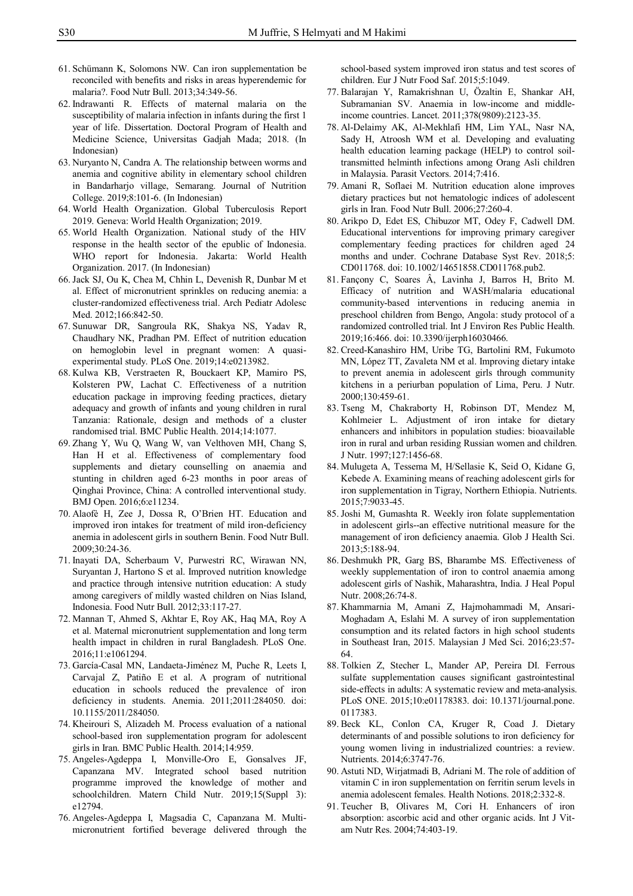61. Schümann K, Solomons NW. Can iron supplementation be reconciled with benefits and risks in areas hyperendemic for malaria?. Food Nutr Bull. 2013;34:349-56.
62. Indrawanti R. Effects of maternal malaria on the susceptibility of malaria infection in infants during the first 1 year of life. Dissertation. Doctoral Program of Health and Medicine Science, Universitas Gadjah Mada; 2018. (In Indonesian)
63. Nuryanto N, Candra A. The relationship between worms and anemia and cognitive ability in elementary school children in Bandarharjo village, Semarang. Journal of Nutrition College. 2019;8:101-6. (In Indonesian)
64. World Health Organization. Global Tuberculosis Report 2019. Geneva: World Health Organization; 2019.
65. World Health Organization. National study of the HIV response in the health sector of the epublic of Indonesia. WHO report for Indonesia. Jakarta: World Health Organization. 2017. (In Indonesian)
66. Jack SJ, Ou K, Chea M, Chhin L, Devenish R, Dunbar M et al. Effect of micronutrient sprinkles on reducing anemia: a cluster-randomized effectiveness trial. Arch Pediatr Adolesc Med. 2012;166:842-50.
67. Sunuwar DR, Sangroula RK, Shakya NS, Yadav R, Chaudhary NK, Pradhan PM. Effect of nutrition education on hemoglobin level in pregnant women: A quasi-experimental study. PLoS One. 2019;14:e0213982.
68. Kulwa KB, Verstraeten R, Bouckaert KP, Mamiro PS, Kolsteren PW, Lachat C. Effectiveness of a nutrition education package in improving feeding practices, dietary adequacy and growth of infants and young children in rural Tanzania: Rationale, design and methods of a cluster randomised trial. BMC Public Health. 2014;14:1077.
69. Zhang Y, Wu Q, Wang W, van Velthoven MH, Chang S, Han H et al. Effectiveness of complementary food supplements and dietary counselling on anaemia and stunting in children aged 6-23 months in poor areas of Qinghai Province, China: A controlled interventional study. BMJ Open. 2016;6:e11234.
70. Alaofè H, Zee J, Dossa R, O'Brien HT. Education and improved iron intakes for treatment of mild iron-deficiency anemia in adolescent girls in southern Benin. Food Nutr Bull. 2009;30:24-36.
71. Inayati DA, Scherbaum V, Purwestri RC, Wirawan NN, Suryantan J, Hartono S et al. Improved nutrition knowledge and practice through intensive nutrition education: A study among caregivers of mildly wasted children on Nias Island, Indonesia. Food Nutr Bull. 2012;33:117-27.
72. Mannan T, Ahmed S, Akhtar E, Roy AK, Haq MA, Roy A et al. Maternal micronutrient supplementation and long term health impact in children in rural Bangladesh. PLoS One. 2016;11:e1061294.
73. García-Casal MN, Landaeta-Jiménez M, Puche R, Leets I, Carvajal Z, Patiño E et al. A program of nutritional education in schools reduced the prevalence of iron deficiency in students. Anemia. 2011;2011:284050. doi: 10.1155/2011/284050.
74. Kheirouri S, Alizadeh M. Process evaluation of a national school-based iron supplementation program for adolescent girls in Iran. BMC Public Health. 2014;14:959.
75. Angeles-Agdeppa I, Monville-Oro E, Gonsalves JF, Capanzana MV. Integrated school based nutrition programme improved the knowledge of mother and schoolchildren. Matern Child Nutr. 2019;15(Suppl 3): e12794.
76. Angeles-Agdeppa I, Magsadia C, Capanzana M. Multi-micronutrient fortified beverage delivered through the school-based system improved iron status and test scores of children. Eur J Nutr Food Saf. 2015;5:1049.
77. Balarajan Y, Ramakrishnan U, Özaltin E, Shankar AH, Subramanian SV. Anaemia in low-income and middle-income countries. Lancet. 2011;378(9809):2123-35.
78. Al-Delaimy AK, Al-Mekhlafi HM, Lim YAL, Nasr NA, Sady H, Atroosh WM et al. Developing and evaluating health education learning package (HELP) to control soil-transmitted helminth infections among Orang Asli children in Malaysia. Parasit Vectors. 2014;7:416.
79. Amani R, Soflaei M. Nutrition education alone improves dietary practices but not hematologic indices of adolescent girls in Iran. Food Nutr Bull. 2006;27:260-4.
80. Arikpo D, Edet ES, Chibuzor MT, Odey F, Cadwell DM. Educational interventions for improving primary caregiver complementary feeding practices for children aged 24 months and under. Cochrane Database Syst Rev. 2018;5: CD011768. doi: 10.1002/14651858.CD011768.pub2.
81. Fançony C, Soares Â, Lavinha J, Barros H, Brito M. Efficacy of nutrition and WASH/malaria educational community-based interventions in reducing anemia in preschool children from Bengo, Angola: study protocol of a randomized controlled trial. Int J Environ Res Public Health. 2019;16:466. doi: 10.3390/ijerph16030466.
82. Creed-Kanashiro HM, Uribe TG, Bartolini RM, Fukumoto MN, López TT, Zavaleta NM et al. Improving dietary intake to prevent anemia in adolescent girls through community kitchens in a periurban population of Lima, Peru. J Nutr. 2000;130:459-61.
83. Tseng M, Chakraborty H, Robinson DT, Mendez M, Kohlmeier L. Adjustment of iron intake for dietary enhancers and inhibitors in population studies: bioavailable iron in rural and urban residing Russian women and children. J Nutr. 1997;127:1456-68.
84. Mulugeta A, Tessema M, H/Sellasie K, Seid O, Kidane G, Kebede A. Examining means of reaching adolescent girls for iron supplementation in Tigray, Northern Ethiopia. Nutrients. 2015;7:9033-45.
85. Joshi M, Gumashta R. Weekly iron folate supplementation in adolescent girls--an effective nutritional measure for the management of iron deficiency anaemia. Glob J Health Sci. 2013;5:188-94.
86. Deshmukh PR, Garg BS, Bharambe MS. Effectiveness of weekly supplementation of iron to control anaemia among adolescent girls of Nashik, Maharashtra, India. J Heal Popul Nutr. 2008;26:74-8.
87. Khammarnia M, Amani Z, Hajmohammadi M, Ansari-Moghadam A, Eslahi M. A survey of iron supplementation consumption and its related factors in high school students in Southeast Iran, 2015. Malaysian J Med Sci. 2016;23:57-64.
88. Tolkien Z, Stecher L, Mander AP, Pereira DI. Ferrous sulfate supplementation causes significant gastrointestinal side-effects in adults: A systematic review and meta-analysis. PLoS ONE. 2015;10:e01178383. doi: 10.1371/journal.pone.0117383.
89. Beck KL, Conlon CA, Kruger R, Coad J. Dietary determinants of and possible solutions to iron deficiency for young women living in industrialized countries: a review. Nutrients. 2014;6:3747-76.
90. Astuti ND, Wirjatmadi B, Adriani M. The role of addition of vitamin C in iron supplementation on ferritin serum levels in anemia adolescent females. Health Notions. 2018;2:332-8.
91. Teucher B, Olivares M, Cori H. Enhancers of iron absorption: ascorbic acid and other organic acids. Int J Vitam Nutr Res. 2004;74:403-19.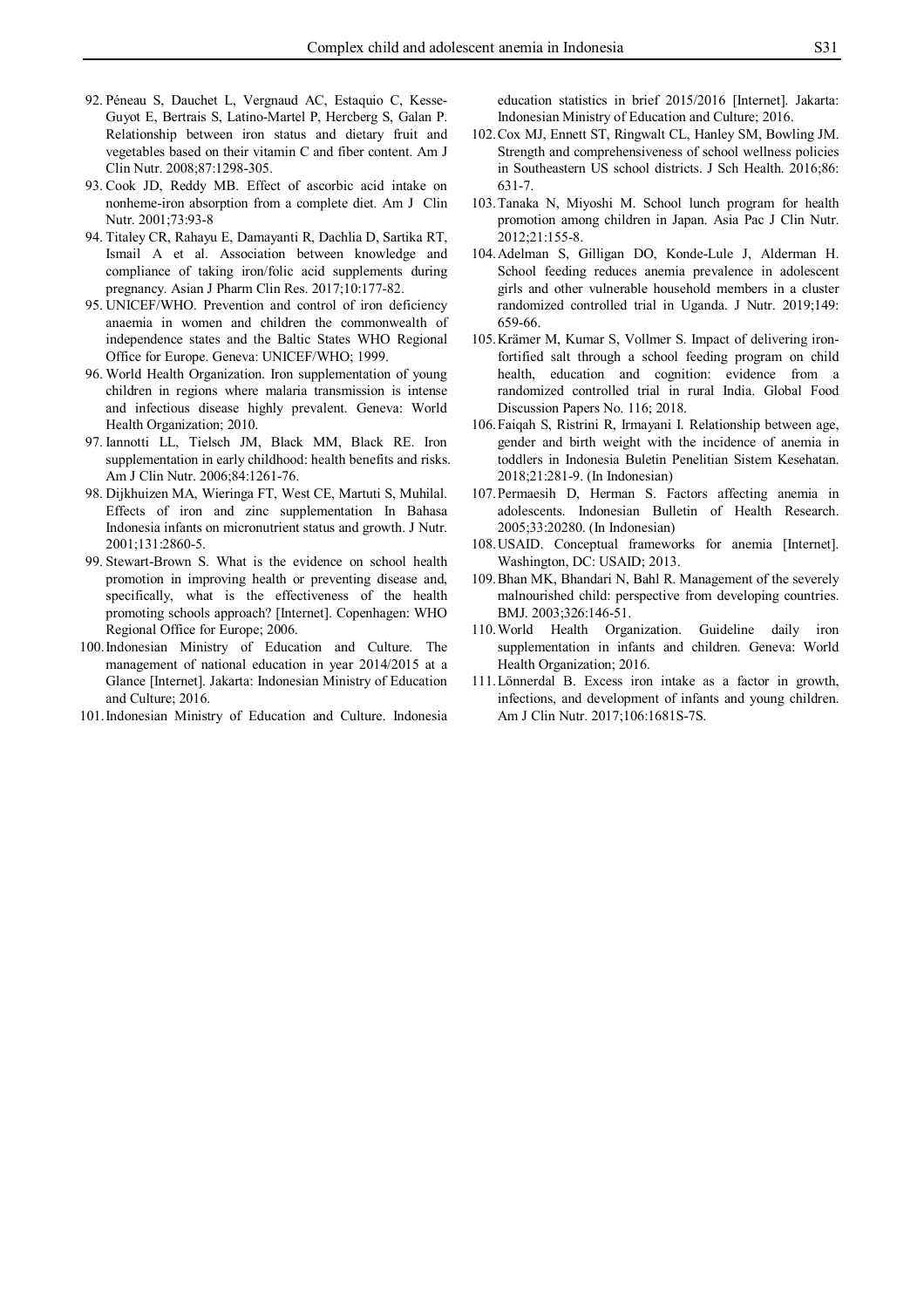92. Péneau S, Dauchet L, Vergnaud AC, Estaquio C, Kesse-Guyot E, Bertrais S, Latino-Martel P, Hercberg S, Galan P. Relationship between iron status and dietary fruit and vegetables based on their vitamin C and fiber content. Am J Clin Nutr. 2008;87:1298-305.
93. Cook JD, Reddy MB. Effect of ascorbic acid intake on nonheme-iron absorption from a complete diet. Am J Clin Nutr. 2001;73:93-8
94. Titaley CR, Rahayu E, Damayanti R, Dachlia D, Sartika RT, Ismail A et al. Association between knowledge and compliance of taking iron/folic acid supplements during pregnancy. Asian J Pharm Clin Res. 2017;10:177-82.
95. UNICEF/WHO. Prevention and control of iron deficiency anaemia in women and children the commonwealth of independence states and the Baltic States WHO Regional Office for Europe. Geneva: UNICEF/WHO; 1999.
96. World Health Organization. Iron supplementation of young children in regions where malaria transmission is intense and infectious disease highly prevalent. Geneva: World Health Organization; 2010.
97. Iannotti LL, Tielsch JM, Black MM, Black RE. Iron supplementation in early childhood: health benefits and risks. Am J Clin Nutr. 2006;84:1261-76.
98. Dijkhuizen MA, Wieringa FT, West CE, Martuti S, Muhilal. Effects of iron and zinc supplementation In Bahasa Indonesia infants on micronutrient status and growth. J Nutr. 2001;131:2860-5.
99. Stewart-Brown S. What is the evidence on school health promotion in improving health or preventing disease and, specifically, what is the effectiveness of the health promoting schools approach? [Internet]. Copenhagen: WHO Regional Office for Europe; 2006.
100. Indonesian Ministry of Education and Culture. The management of national education in year 2014/2015 at a Glance [Internet]. Jakarta: Indonesian Ministry of Education and Culture; 2016.
101. Indonesian Ministry of Education and Culture. Indonesia education statistics in brief 2015/2016 [Internet]. Jakarta: Indonesian Ministry of Education and Culture; 2016.
102. Cox MJ, Ennett ST, Ringwalt CL, Hanley SM, Bowling JM. Strength and comprehensiveness of school wellness policies in Southeastern US school districts. J Sch Health. 2016;86: 631-7.
103. Tanaka N, Miyoshi M. School lunch program for health promotion among children in Japan. Asia Pac J Clin Nutr. 2012;21:155-8.
104. Adelman S, Gilligan DO, Konde-Lule J, Alderman H. School feeding reduces anemia prevalence in adolescent girls and other vulnerable household members in a cluster randomized controlled trial in Uganda. J Nutr. 2019;149: 659-66.
105. Krämer M, Kumar S, Vollmer S. Impact of delivering iron-fortified salt through a school feeding program on child health, education and cognition: evidence from a randomized controlled trial in rural India. Global Food Discussion Papers No. 116; 2018.
106. Faiqah S, Ristrini R, Irmayani I. Relationship between age, gender and birth weight with the incidence of anemia in toddlers in Indonesia Buletin Penelitian Sistem Kesehatan. 2018;21:281-9. (In Indonesian)
107. Permaesih D, Herman S. Factors affecting anemia in adolescents. Indonesian Bulletin of Health Research. 2005;33:20280. (In Indonesian)
108. USAID. Conceptual frameworks for anemia [Internet]. Washington, DC: USAID; 2013.
109. Bhan MK, Bhandari N, Bahl R. Management of the severely malnourished child: perspective from developing countries. BMJ. 2003;326:146-51.
110. World Health Organization. Guideline daily iron supplementation in infants and children. Geneva: World Health Organization; 2016.
111. Lönnerdal B. Excess iron intake as a factor in growth, infections, and development of infants and young children. Am J Clin Nutr. 2017;106:1681S-7S.